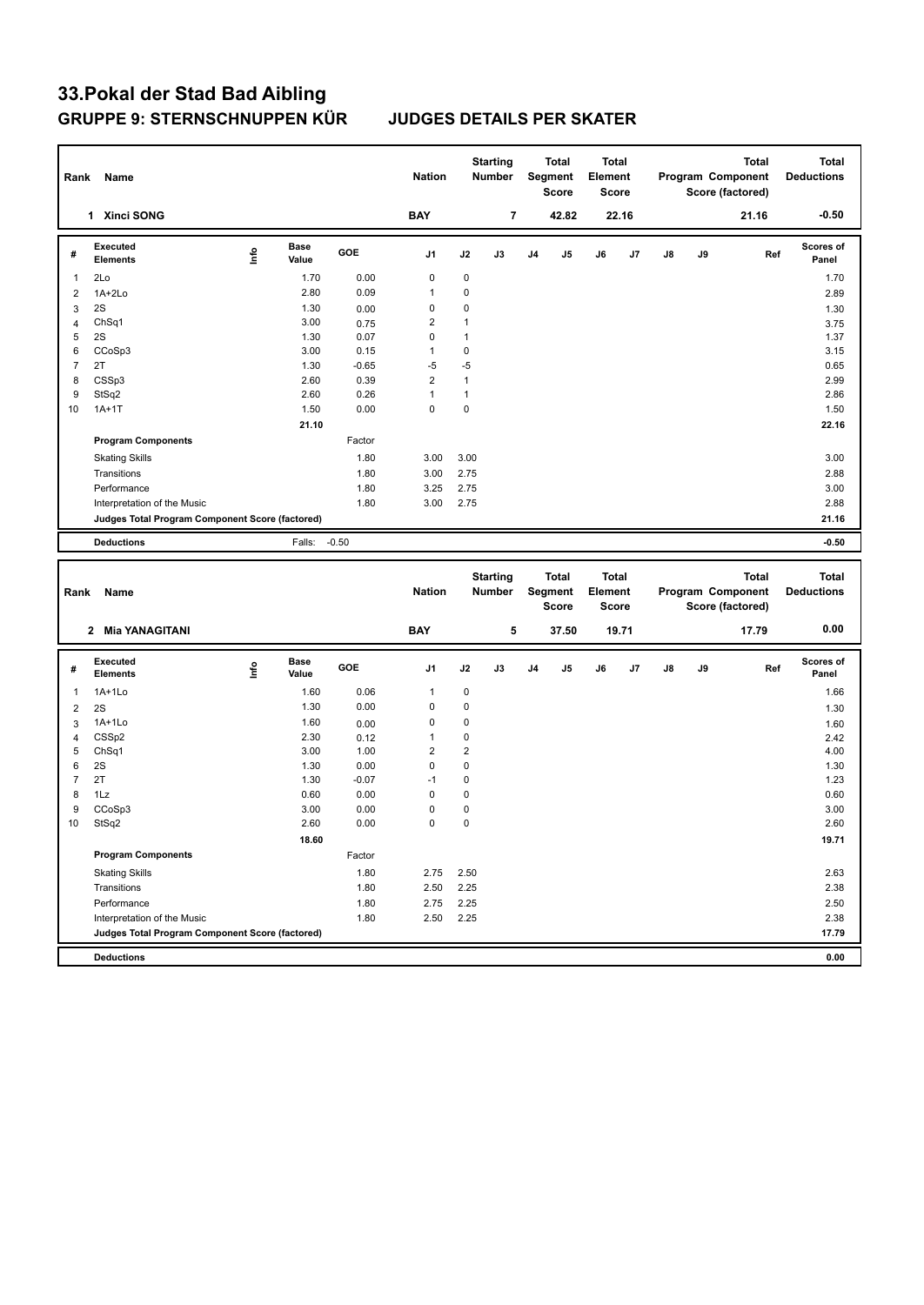# 33.Pokal der Stad Bad Aibling

## GRUPPE 9: STERNSCHNUPPEN KÜR JUDGES DETAILS PER SKATER

| Rank | Name | Nation | Starting Number | Total Segment Score | Total Element Score | Total Program Component Score (factored) | Total Deductions |
|---|---|---|---|---|---|---|---|
| 1 | Xinci SONG | BAY | 7 | 42.82 | 22.16 | 21.16 | -0.50 |

| # | Executed Elements | Info | Base Value | GOE | J1 | J2 | J3 | J4 | J5 | J6 | J7 | J8 | J9 | Ref | Scores of Panel |
|---|---|---|---|---|---|---|---|---|---|---|---|---|---|---|---|
| 1 | 2Lo | | 1.70 | 0.00 | 0 | 0 | | | | | | | | | 1.70 |
| 2 | 1A+2Lo | | 2.80 | 0.09 | 1 | 0 | | | | | | | | | 2.89 |
| 3 | 2S | | 1.30 | 0.00 | 0 | 0 | | | | | | | | | 1.30 |
| 4 | ChSq1 | | 3.00 | 0.75 | 2 | 1 | | | | | | | | | 3.75 |
| 5 | 2S | | 1.30 | 0.07 | 0 | 1 | | | | | | | | | 1.37 |
| 6 | CCoSp3 | | 3.00 | 0.15 | 1 | 0 | | | | | | | | | 3.15 |
| 7 | 2T | | 1.30 | -0.65 | -5 | -5 | | | | | | | | | 0.65 |
| 8 | CSSp3 | | 2.60 | 0.39 | 2 | 1 | | | | | | | | | 2.99 |
| 9 | StSq2 | | 2.60 | 0.26 | 1 | 1 | | | | | | | | | 2.86 |
| 10 | 1A+1T | | 1.50 | 0.00 | 0 | 0 | | | | | | | | | 1.50 |
| | | | 21.10 | | | | | | | | | | | | 22.16 |
| | **Program Components** | | | Factor | | | | | | | | | | | |
| | Skating Skills | | | 1.80 | 3.00 | 3.00 | | | | | | | | | 3.00 |
| | Transitions | | | 1.80 | 3.00 | 2.75 | | | | | | | | | 2.88 |
| | Performance | | | 1.80 | 3.25 | 2.75 | | | | | | | | | 3.00 |
| | Interpretation of the Music | | | 1.80 | 3.00 | 2.75 | | | | | | | | | 2.88 |
| | **Judges Total Program Component Score (factored)** | | | | | | | | | | | | | | 21.16 |
| | **Deductions** | | Falls: | -0.50 | | | | | | | | | | | -0.50 |

| Rank | Name | Nation | Starting Number | Total Segment Score | Total Element Score | Total Program Component Score (factored) | Total Deductions |
|---|---|---|---|---|---|---|---|
| 2 | Mia YANAGITANI | BAY | 5 | 37.50 | 19.71 | 17.79 | 0.00 |

| # | Executed Elements | Info | Base Value | GOE | J1 | J2 | J3 | J4 | J5 | J6 | J7 | J8 | J9 | Ref | Scores of Panel |
|---|---|---|---|---|---|---|---|---|---|---|---|---|---|---|---|
| 1 | 1A+1Lo | | 1.60 | 0.06 | 1 | 0 | | | | | | | | | 1.66 |
| 2 | 2S | | 1.30 | 0.00 | 0 | 0 | | | | | | | | | 1.30 |
| 3 | 1A+1Lo | | 1.60 | 0.00 | 0 | 0 | | | | | | | | | 1.60 |
| 4 | CSSp2 | | 2.30 | 0.12 | 1 | 0 | | | | | | | | | 2.42 |
| 5 | ChSq1 | | 3.00 | 1.00 | 2 | 2 | | | | | | | | | 4.00 |
| 6 | 2S | | 1.30 | 0.00 | 0 | 0 | | | | | | | | | 1.30 |
| 7 | 2T | | 1.30 | -0.07 | -1 | 0 | | | | | | | | | 1.23 |
| 8 | 1Lz | | 0.60 | 0.00 | 0 | 0 | | | | | | | | | 0.60 |
| 9 | CCoSp3 | | 3.00 | 0.00 | 0 | 0 | | | | | | | | | 3.00 |
| 10 | StSq2 | | 2.60 | 0.00 | 0 | 0 | | | | | | | | | 2.60 |
| | | | 18.60 | | | | | | | | | | | | 19.71 |
| | **Program Components** | | | Factor | | | | | | | | | | | |
| | Skating Skills | | | 1.80 | 2.75 | 2.50 | | | | | | | | | 2.63 |
| | Transitions | | | 1.80 | 2.50 | 2.25 | | | | | | | | | 2.38 |
| | Performance | | | 1.80 | 2.75 | 2.25 | | | | | | | | | 2.50 |
| | Interpretation of the Music | | | 1.80 | 2.50 | 2.25 | | | | | | | | | 2.38 |
| | **Judges Total Program Component Score (factored)** | | | | | | | | | | | | | | 17.79 |
| | **Deductions** | | | | | | | | | | | | | | 0.00 |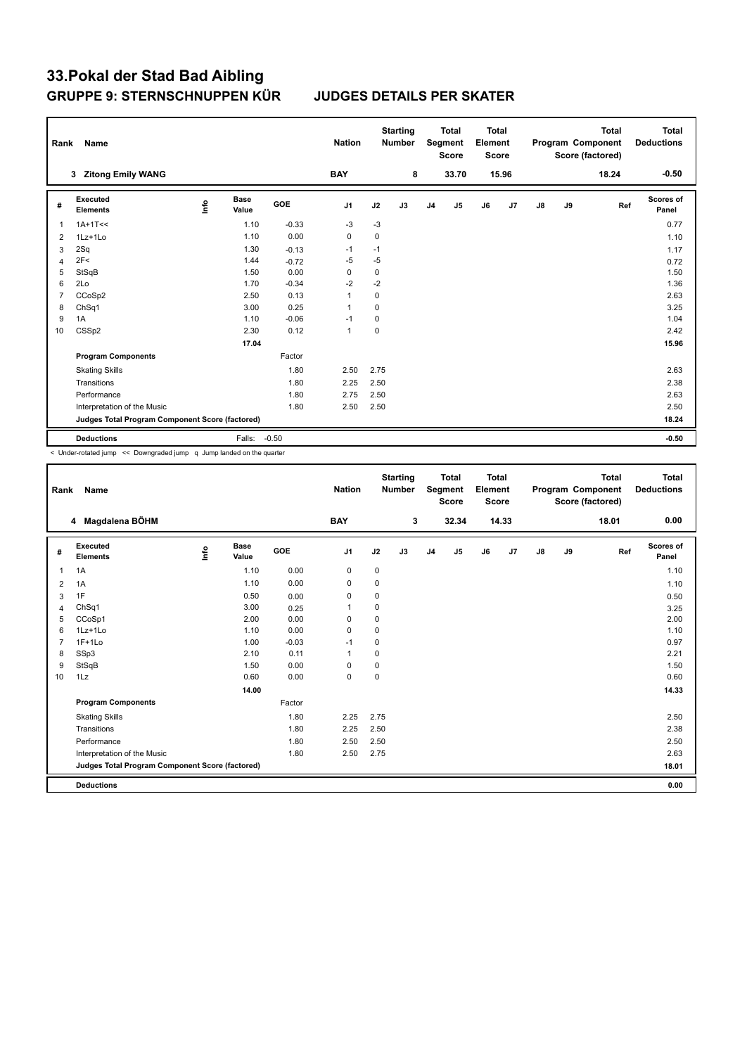# 33.Pokal der Stad Bad Aibling

## GRUPPE 9: STERNSCHNUPPEN KÜR JUDGES DETAILS PER SKATER

| Rank | Name | Nation | Starting Number | Total Segment Score | Total Element Score | Total Program Component Score (factored) | Total Deductions |
|---|---|---|---|---|---|---|---|
| 3 | Zitong Emily WANG | BAY | 8 | 33.70 | 15.96 | 18.24 | -0.50 |

| # | Executed Elements | Info | Base Value | GOE | J1 | J2 | J3 | J4 | J5 | J6 | J7 | J8 | J9 | Ref | Scores of Panel |
|---|---|---|---|---|---|---|---|---|---|---|---|---|---|---|---|
| 1 | 1A+1T<< | | 1.10 | -0.33 | -3 | -3 | | | | | | | | | 0.77 |
| 2 | 1Lz+1Lo | | 1.10 | 0.00 | 0 | 0 | | | | | | | | | 1.10 |
| 3 | 2Sq | | 1.30 | -0.13 | -1 | -1 | | | | | | | | | 1.17 |
| 4 | 2F< | | 1.44 | -0.72 | -5 | -5 | | | | | | | | | 0.72 |
| 5 | StSqB | | 1.50 | 0.00 | 0 | 0 | | | | | | | | | 1.50 |
| 6 | 2Lo | | 1.70 | -0.34 | -2 | -2 | | | | | | | | | 1.36 |
| 7 | CCoSp2 | | 2.50 | 0.13 | 1 | 0 | | | | | | | | | 2.63 |
| 8 | ChSq1 | | 3.00 | 0.25 | 1 | 0 | | | | | | | | | 3.25 |
| 9 | 1A | | 1.10 | -0.06 | -1 | 0 | | | | | | | | | 1.04 |
| 10 | CSSp2 | | 2.30 | 0.12 | 1 | 0 | | | | | | | | | 2.42 |
| | | | 17.04 | | | | | | | | | | | | 15.96 |
| | **Program Components** | | | Factor | | | | | | | | | | | |
| | Skating Skills | | | 1.80 | 2.50 | 2.75 | | | | | | | | | 2.63 |
| | Transitions | | | 1.80 | 2.25 | 2.50 | | | | | | | | | 2.38 |
| | Performance | | | 1.80 | 2.75 | 2.50 | | | | | | | | | 2.63 |
| | Interpretation of the Music | | | 1.80 | 2.50 | 2.50 | | | | | | | | | 2.50 |
| | **Judges Total Program Component Score (factored)** | | | | | | | | | | | | | | 18.24 |
| | **Deductions** | | Falls: | -0.50 | | | | | | | | | | | -0.50 |

< Under-rotated jump << Downgraded jump q Jump landed on the quarter

| Rank | Name | Nation | Starting Number | Total Segment Score | Total Element Score | Total Program Component Score (factored) | Total Deductions |
|---|---|---|---|---|---|---|---|
| 4 | Magdalena BÖHM | BAY | 3 | 32.34 | 14.33 | 18.01 | 0.00 |

| # | Executed Elements | Info | Base Value | GOE | J1 | J2 | J3 | J4 | J5 | J6 | J7 | J8 | J9 | Ref | Scores of Panel |
|---|---|---|---|---|---|---|---|---|---|---|---|---|---|---|---|
| 1 | 1A | | 1.10 | 0.00 | 0 | 0 | | | | | | | | | 1.10 |
| 2 | 1A | | 1.10 | 0.00 | 0 | 0 | | | | | | | | | 1.10 |
| 3 | 1F | | 0.50 | 0.00 | 0 | 0 | | | | | | | | | 0.50 |
| 4 | ChSq1 | | 3.00 | 0.25 | 1 | 0 | | | | | | | | | 3.25 |
| 5 | CCoSp1 | | 2.00 | 0.00 | 0 | 0 | | | | | | | | | 2.00 |
| 6 | 1Lz+1Lo | | 1.10 | 0.00 | 0 | 0 | | | | | | | | | 1.10 |
| 7 | 1F+1Lo | | 1.00 | -0.03 | -1 | 0 | | | | | | | | | 0.97 |
| 8 | SSp3 | | 2.10 | 0.11 | 1 | 0 | | | | | | | | | 2.21 |
| 9 | StSqB | | 1.50 | 0.00 | 0 | 0 | | | | | | | | | 1.50 |
| 10 | 1Lz | | 0.60 | 0.00 | 0 | 0 | | | | | | | | | 0.60 |
| | | | 14.00 | | | | | | | | | | | | 14.33 |
| | **Program Components** | | | Factor | | | | | | | | | | | |
| | Skating Skills | | | 1.80 | 2.25 | 2.75 | | | | | | | | | 2.50 |
| | Transitions | | | 1.80 | 2.25 | 2.50 | | | | | | | | | 2.38 |
| | Performance | | | 1.80 | 2.50 | 2.50 | | | | | | | | | 2.50 |
| | Interpretation of the Music | | | 1.80 | 2.50 | 2.75 | | | | | | | | | 2.63 |
| | **Judges Total Program Component Score (factored)** | | | | | | | | | | | | | | 18.01 |
| | **Deductions** | | | | | | | | | | | | | | 0.00 |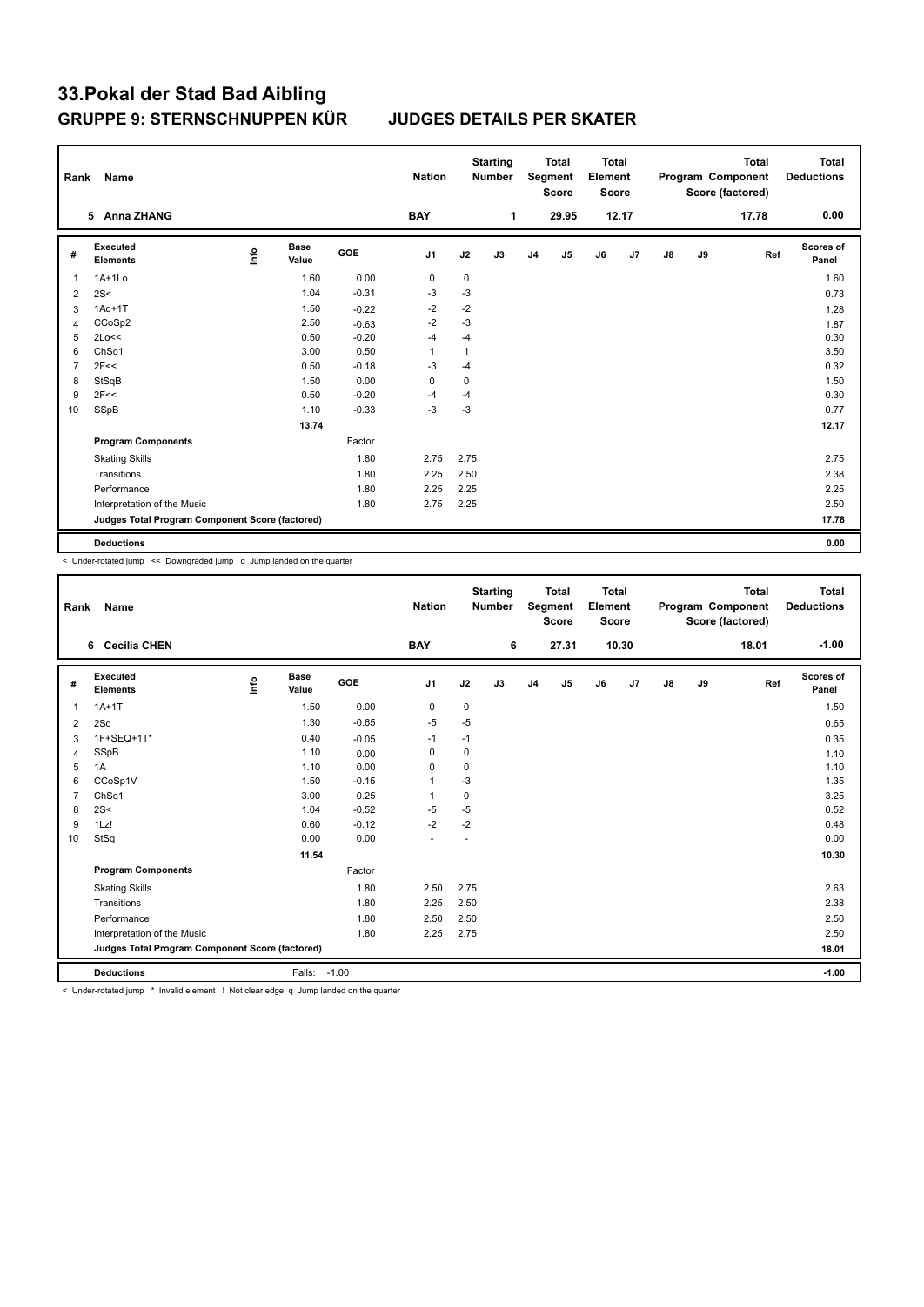# 33.Pokal der Stad Bad Aibling

## GRUPPE 9: STERNSCHNUPPEN KÜR JUDGES DETAILS PER SKATER

| Rank | Name | Nation | Starting Number | Total Segment Score | Total Element Score | Total Program Component Score (factored) | Total Deductions |
|---|---|---|---|---|---|---|---|
| 5 | Anna ZHANG | BAY | 1 | 29.95 | 12.17 | 17.78 | 0.00 |

| # | Executed Elements | Info | Base Value | GOE | J1 | J2 | J3 | J4 | J5 | J6 | J7 | J8 | J9 | Ref | Scores of Panel |
|---|---|---|---|---|---|---|---|---|---|---|---|---|---|---|---|
| 1 | 1A+1Lo | | 1.60 | 0.00 | 0 | 0 | | | | | | | | | 1.60 |
| 2 | 2S< | | 1.04 | -0.31 | -3 | -3 | | | | | | | | | 0.73 |
| 3 | 1Aq+1T | | 1.50 | -0.22 | -2 | -2 | | | | | | | | | 1.28 |
| 4 | CCoSp2 | | 2.50 | -0.63 | -2 | -3 | | | | | | | | | 1.87 |
| 5 | 2Lo<< | | 0.50 | -0.20 | -4 | -4 | | | | | | | | | 0.30 |
| 6 | ChSq1 | | 3.00 | 0.50 | 1 | 1 | | | | | | | | | 3.50 |
| 7 | 2F<< | | 0.50 | -0.18 | -3 | -4 | | | | | | | | | 0.32 |
| 8 | StSqB | | 1.50 | 0.00 | 0 | 0 | | | | | | | | | 1.50 |
| 9 | 2F<< | | 0.50 | -0.20 | -4 | -4 | | | | | | | | | 0.30 |
| 10 | SSpB | | 1.10 | -0.33 | -3 | -3 | | | | | | | | | 0.77 |
| | | | 13.74 | | | | | | | | | | | | 12.17 |
| | **Program Components** | | | Factor | | | | | | | | | | | |
| | Skating Skills | | | 1.80 | 2.75 | 2.75 | | | | | | | | | 2.75 |
| | Transitions | | | 1.80 | 2.25 | 2.50 | | | | | | | | | 2.38 |
| | Performance | | | 1.80 | 2.25 | 2.25 | | | | | | | | | 2.25 |
| | Interpretation of the Music | | | 1.80 | 2.75 | 2.25 | | | | | | | | | 2.50 |
| | **Judges Total Program Component Score (factored)** | | | | | | | | | | | | | | **17.78** |
| | **Deductions** | | | | | | | | | | | | | | **0.00** |

< Under-rotated jump << Downgraded jump q Jump landed on the quarter

| Rank | Name | Nation | Starting Number | Total Segment Score | Total Element Score | Total Program Component Score (factored) | Total Deductions |
|---|---|---|---|---|---|---|---|
| 6 | Cecilia CHEN | BAY | 6 | 27.31 | 10.30 | 18.01 | -1.00 |

| # | Executed Elements | Info | Base Value | GOE | J1 | J2 | J3 | J4 | J5 | J6 | J7 | J8 | J9 | Ref | Scores of Panel |
|---|---|---|---|---|---|---|---|---|---|---|---|---|---|---|---|
| 1 | 1A+1T | | 1.50 | 0.00 | 0 | 0 | | | | | | | | | 1.50 |
| 2 | 2Sq | | 1.30 | -0.65 | -5 | -5 | | | | | | | | | 0.65 |
| 3 | 1F+SEQ+1T* | | 0.40 | -0.05 | -1 | -1 | | | | | | | | | 0.35 |
| 4 | SSpB | | 1.10 | 0.00 | 0 | 0 | | | | | | | | | 1.10 |
| 5 | 1A | | 1.10 | 0.00 | 0 | 0 | | | | | | | | | 1.10 |
| 6 | CCoSp1V | | 1.50 | -0.15 | 1 | -3 | | | | | | | | | 1.35 |
| 7 | ChSq1 | | 3.00 | 0.25 | 1 | 0 | | | | | | | | | 3.25 |
| 8 | 2S< | | 1.04 | -0.52 | -5 | -5 | | | | | | | | | 0.52 |
| 9 | 1Lz! | | 0.60 | -0.12 | -2 | -2 | | | | | | | | | 0.48 |
| 10 | StSq | | 0.00 | 0.00 | - | - | | | | | | | | | 0.00 |
| | | | 11.54 | | | | | | | | | | | | 10.30 |
| | **Program Components** | | | Factor | | | | | | | | | | | |
| | Skating Skills | | | 1.80 | 2.50 | 2.75 | | | | | | | | | 2.63 |
| | Transitions | | | 1.80 | 2.25 | 2.50 | | | | | | | | | 2.38 |
| | Performance | | | 1.80 | 2.50 | 2.50 | | | | | | | | | 2.50 |
| | Interpretation of the Music | | | 1.80 | 2.25 | 2.75 | | | | | | | | | 2.50 |
| | **Judges Total Program Component Score (factored)** | | | | | | | | | | | | | | **18.01** |
| | **Deductions** | | Falls: | -1.00 | | | | | | | | | | | **-1.00** |

< Under-rotated jump * Invalid element ! Not clear edge q Jump landed on the quarter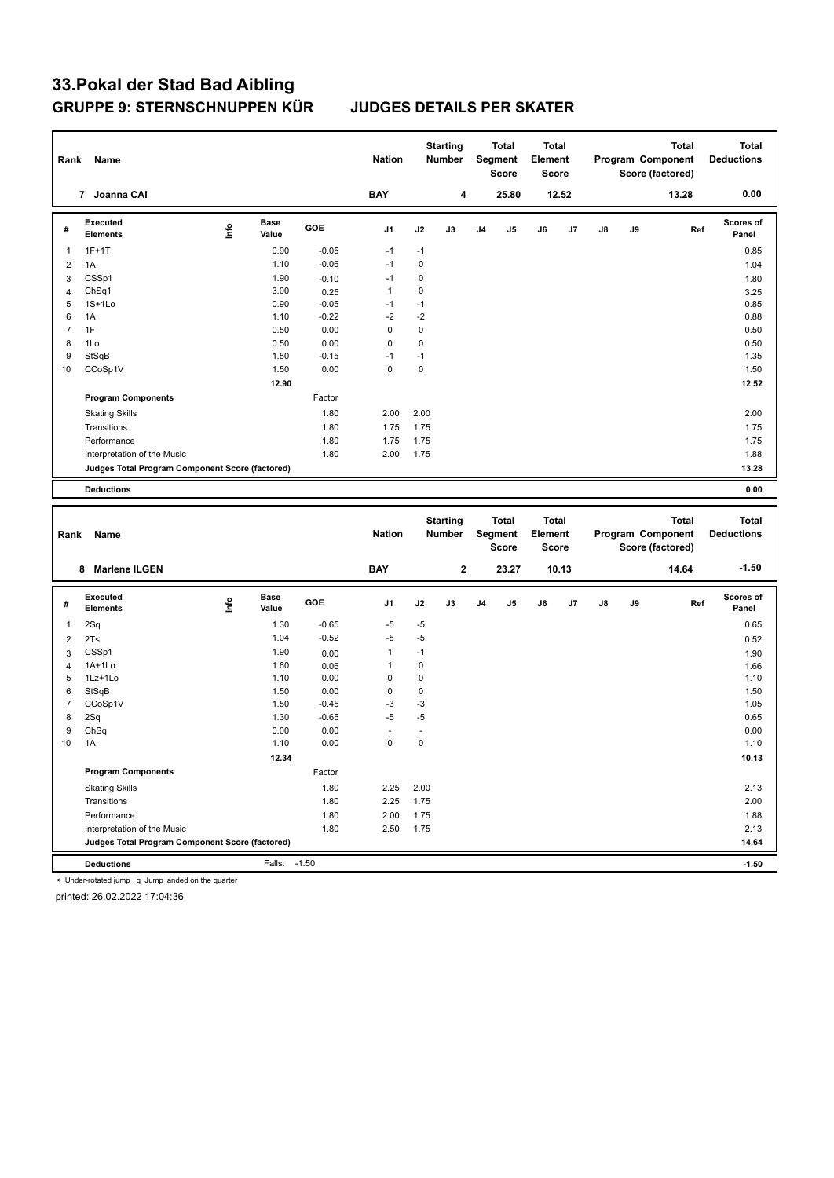# 33.Pokal der Stad Bad Aibling

## GRUPPE 9: STERNSCHNUPPEN KÜR JUDGES DETAILS PER SKATER

| Rank | Name | Nation | Starting Number | Total Segment Score | Total Element Score | Total Program Component Score (factored) | Total Deductions |
|---|---|---|---|---|---|---|---|
| 7 | Joanna CAI | BAY | 4 | 25.80 | 12.52 | 13.28 | 0.00 |

| # | Executed Elements | Info | Base Value | GOE | J1 | J2 | J3 | J4 | J5 | J6 | J7 | J8 | J9 | Ref | Scores of Panel |
|---|---|---|---|---|---|---|---|---|---|---|---|---|---|---|---|
| 1 | 1F+1T | | 0.90 | -0.05 | -1 | -1 | | | | | | | | | 0.85 |
| 2 | 1A | | 1.10 | -0.06 | -1 | 0 | | | | | | | | | 1.04 |
| 3 | CSSp1 | | 1.90 | -0.10 | -1 | 0 | | | | | | | | | 1.80 |
| 4 | ChSq1 | | 3.00 | 0.25 | 1 | 0 | | | | | | | | | 3.25 |
| 5 | 1S+1Lo | | 0.90 | -0.05 | -1 | -1 | | | | | | | | | 0.85 |
| 6 | 1A | | 1.10 | -0.22 | -2 | -2 | | | | | | | | | 0.88 |
| 7 | 1F | | 0.50 | 0.00 | 0 | 0 | | | | | | | | | 0.50 |
| 8 | 1Lo | | 0.50 | 0.00 | 0 | 0 | | | | | | | | | 0.50 |
| 9 | StSqB | | 1.50 | -0.15 | -1 | -1 | | | | | | | | | 1.35 |
| 10 | CCoSp1V | | 1.50 | 0.00 | 0 | 0 | | | | | | | | | 1.50 |
| | | | 12.90 | | | | | | | | | | | | 12.52 |
| | **Program Components** | | | Factor | | | | | | | | | | | |
| | Skating Skills | | | 1.80 | 2.00 | 2.00 | | | | | | | | | 2.00 |
| | Transitions | | | 1.80 | 1.75 | 1.75 | | | | | | | | | 1.75 |
| | Performance | | | 1.80 | 1.75 | 1.75 | | | | | | | | | 1.75 |
| | Interpretation of the Music | | | 1.80 | 2.00 | 1.75 | | | | | | | | | 1.88 |
| | **Judges Total Program Component Score (factored)** | | | | | | | | | | | | | | 13.28 |
| | **Deductions** | | | | | | | | | | | | | | 0.00 |

| Rank | Name | Nation | Starting Number | Total Segment Score | Total Element Score | Total Program Component Score (factored) | Total Deductions |
|---|---|---|---|---|---|---|---|
| 8 | Marlene ILGEN | BAY | 2 | 23.27 | 10.13 | 14.64 | -1.50 |

| # | Executed Elements | Info | Base Value | GOE | J1 | J2 | J3 | J4 | J5 | J6 | J7 | J8 | J9 | Ref | Scores of Panel |
|---|---|---|---|---|---|---|---|---|---|---|---|---|---|---|---|
| 1 | 2Sq | | 1.30 | -0.65 | -5 | -5 | | | | | | | | | 0.65 |
| 2 | 2T< | | 1.04 | -0.52 | -5 | -5 | | | | | | | | | 0.52 |
| 3 | CSSp1 | | 1.90 | 0.00 | 1 | -1 | | | | | | | | | 1.90 |
| 4 | 1A+1Lo | | 1.60 | 0.06 | 1 | 0 | | | | | | | | | 1.66 |
| 5 | 1Lz+1Lo | | 1.10 | 0.00 | 0 | 0 | | | | | | | | | 1.10 |
| 6 | StSqB | | 1.50 | 0.00 | 0 | 0 | | | | | | | | | 1.50 |
| 7 | CCoSp1V | | 1.50 | -0.45 | -3 | -3 | | | | | | | | | 1.05 |
| 8 | 2Sq | | 1.30 | -0.65 | -5 | -5 | | | | | | | | | 0.65 |
| 9 | ChSq | | 0.00 | 0.00 | - | - | | | | | | | | | 0.00 |
| 10 | 1A | | 1.10 | 0.00 | 0 | 0 | | | | | | | | | 1.10 |
| | | | 12.34 | | | | | | | | | | | | 10.13 |
| | **Program Components** | | | Factor | | | | | | | | | | | |
| | Skating Skills | | | 1.80 | 2.25 | 2.00 | | | | | | | | | 2.13 |
| | Transitions | | | 1.80 | 2.25 | 1.75 | | | | | | | | | 2.00 |
| | Performance | | | 1.80 | 2.00 | 1.75 | | | | | | | | | 1.88 |
| | Interpretation of the Music | | | 1.80 | 2.50 | 1.75 | | | | | | | | | 2.13 |
| | **Judges Total Program Component Score (factored)** | | | | | | | | | | | | | | 14.64 |
| | **Deductions** | | Falls: | -1.50 | | | | | | | | | | | -1.50 |

< Under-rotated jump q Jump landed on the quarter

printed: 26.02.2022 17:04:36